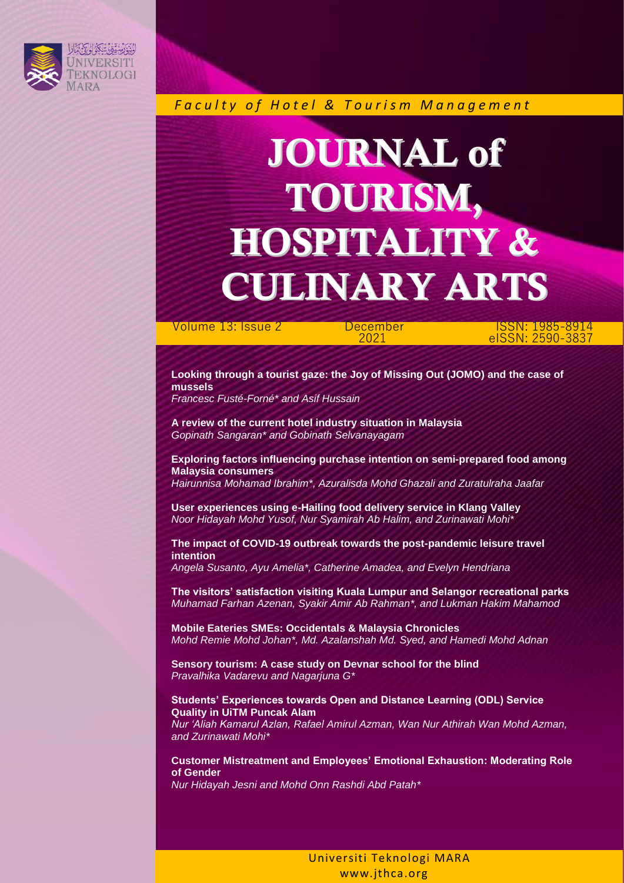Universiti Teknologi MARA

*Faculty of Hotel & Tourism Management*

# JOURNAL of TOURISM, HOSPITALITY & CULINARY ARTS

Volume 13: Issue 2 | December 2021 | ISSN: 1985-8914 eISSN: 2590-3837

**Looking through a tourist gaze: the Joy of Missing Out (JOMO) and the case of mussels**
*Francesc Fusté-Forné\* and Asif Hussain*

**A review of the current hotel industry situation in Malaysia**
*Gopinath Sangaran\* and Gobinath Selvanayagam*

**Exploring factors influencing purchase intention on semi-prepared food among Malaysia consumers**
*Hairunnisa Mohamad Ibrahim\*, Azuralisda Mohd Ghazali and Zuratulraha Jaafar*

**User experiences using e-Hailing food delivery service in Klang Valley**
*Noor Hidayah Mohd Yusof, Nur Syamirah Ab Halim, and Zurinawati Mohi\**

**The impact of COVID-19 outbreak towards the post-pandemic leisure travel intention**
*Angela Susanto, Ayu Amelia\*, Catherine Amadea, and Evelyn Hendriana*

**The visitors' satisfaction visiting Kuala Lumpur and Selangor recreational parks**
*Muhamad Farhan Azenan, Syakir Amir Ab Rahman\*, and Lukman Hakim Mahamod*

**Mobile Eateries SMEs: Occidentals & Malaysia Chronicles**
*Mohd Remie Mohd Johan\*, Md. Azalanshah Md. Syed, and Hamedi Mohd Adnan*

**Sensory tourism: A case study on Devnar school for the blind**
*Pravalhika Vadarevu and Nagarjuna G\**

**Students' Experiences towards Open and Distance Learning (ODL) Service Quality in UiTM Puncak Alam**
*Nur 'Aliah Kamarul Azlan, Rafael Amirul Azman, Wan Nur Athirah Wan Mohd Azman, and Zurinawati Mohi\**

**Customer Mistreatment and Employees' Emotional Exhaustion: Moderating Role of Gender**
*Nur Hidayah Jesni and Mohd Onn Rashdi Abd Patah\**

Universiti Teknologi MARA
www.jthca.org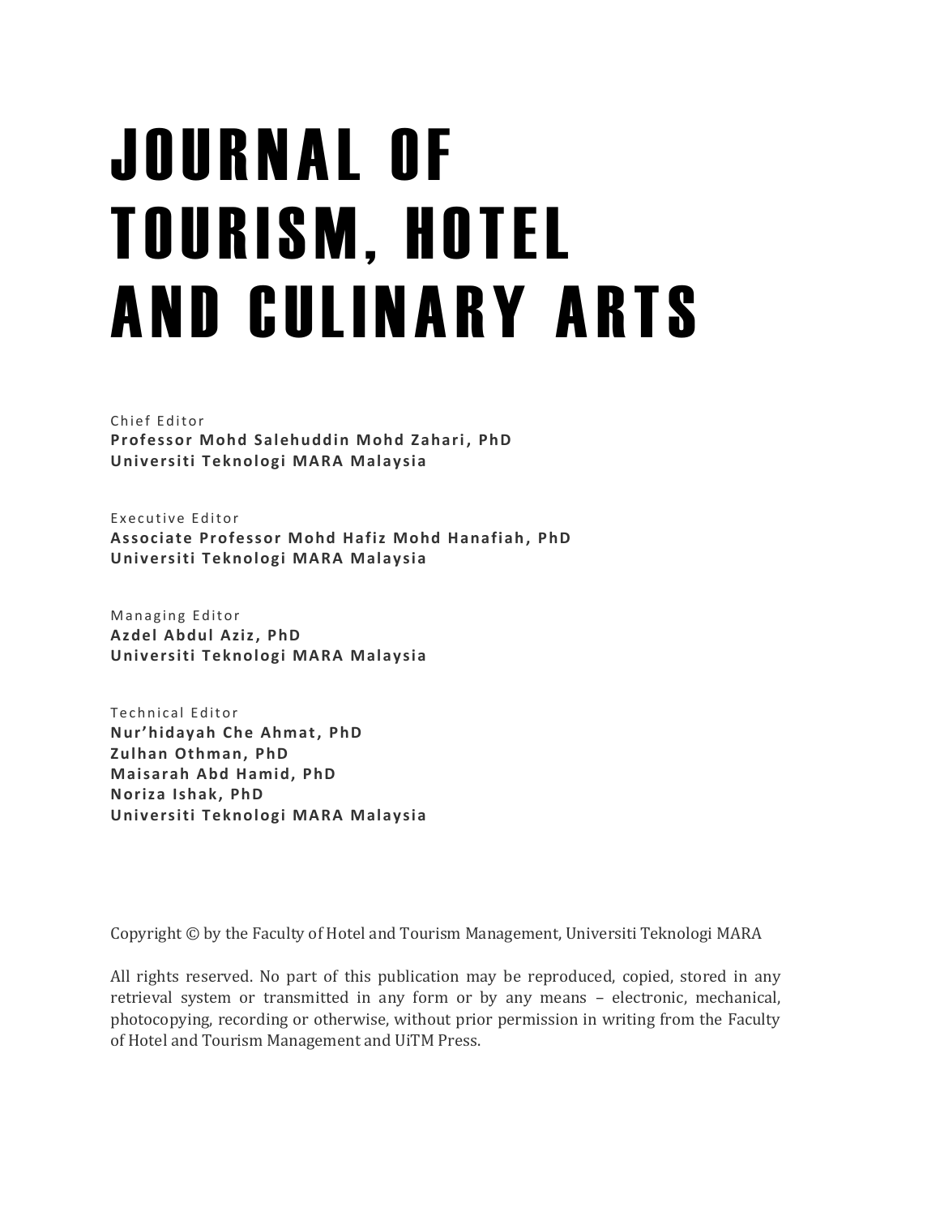# JOURNAL OF TOURISM, HOTEL AND CULINARY ARTS

Chief Editor
**Professor Mohd Salehuddin Mohd Zahari, PhD**
**Universiti Teknologi MARA Malaysia**

Executive Editor
**Associate Professor Mohd Hafiz Mohd Hanafiah, PhD**
**Universiti Teknologi MARA Malaysia**

Managing Editor
**Azdel Abdul Aziz, PhD**
**Universiti Teknologi MARA Malaysia**

Technical Editor
**Nur'hidayah Che Ahmat, PhD**
**Zulhan Othman, PhD**
**Maisarah Abd Hamid, PhD**
**Noriza Ishak, PhD**
**Universiti Teknologi MARA Malaysia**

Copyright © by the Faculty of Hotel and Tourism Management, Universiti Teknologi MARA

All rights reserved. No part of this publication may be reproduced, copied, stored in any retrieval system or transmitted in any form or by any means – electronic, mechanical, photocopying, recording or otherwise, without prior permission in writing from the Faculty of Hotel and Tourism Management and UiTM Press.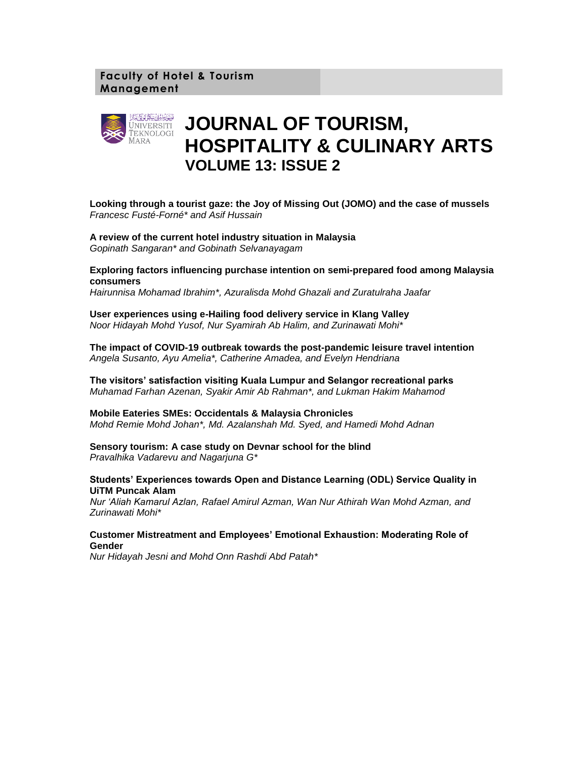**Faculty of Hotel & Tourism Management**

UNIVERSITI TEKNOLOGI MARA

# JOURNAL OF TOURISM, HOSPITALITY & CULINARY ARTS

## VOLUME 13: ISSUE 2

**Looking through a tourist gaze: the Joy of Missing Out (JOMO) and the case of mussels**
*Francesc Fusté-Forné* and Asif Hussain*

**A review of the current hotel industry situation in Malaysia**
*Gopinath Sangaran* and Gobinath Selvanayagam*

**Exploring factors influencing purchase intention on semi-prepared food among Malaysia consumers**
*Hairunnisa Mohamad Ibrahim*, Azuralisda Mohd Ghazali and Zuratulraha Jaafar*

**User experiences using e-Hailing food delivery service in Klang Valley**
*Noor Hidayah Mohd Yusof, Nur Syamirah Ab Halim, and Zurinawati Mohi**

**The impact of COVID-19 outbreak towards the post-pandemic leisure travel intention**
*Angela Susanto, Ayu Amelia*, Catherine Amadea, and Evelyn Hendriana*

**The visitors' satisfaction visiting Kuala Lumpur and Selangor recreational parks**
*Muhamad Farhan Azenan, Syakir Amir Ab Rahman*, and Lukman Hakim Mahamod*

**Mobile Eateries SMEs: Occidentals & Malaysia Chronicles**
*Mohd Remie Mohd Johan*, Md. Azalanshah Md. Syed, and Hamedi Mohd Adnan*

**Sensory tourism: A case study on Devnar school for the blind**
*Pravalhika Vadarevu and Nagarjuna G**

**Students' Experiences towards Open and Distance Learning (ODL) Service Quality in UiTM Puncak Alam**
*Nur 'Aliah Kamarul Azlan, Rafael Amirul Azman, Wan Nur Athirah Wan Mohd Azman, and Zurinawati Mohi**

**Customer Mistreatment and Employees' Emotional Exhaustion: Moderating Role of Gender**
*Nur Hidayah Jesni and Mohd Onn Rashdi Abd Patah**